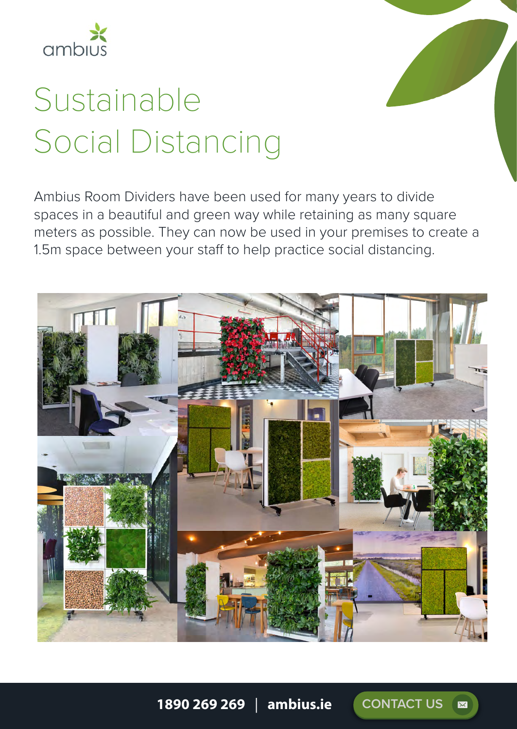ambius

# Sustainable Social Distancing

Ambius Room Dividers have been used for many years to divide spaces in a beautiful and green way while retaining as many square meters as possible. They can now be used in your premises to create a 1.5m space between your staff to help practice social distancing.

**1890 269 269** | **ambius.ie** CONTACT US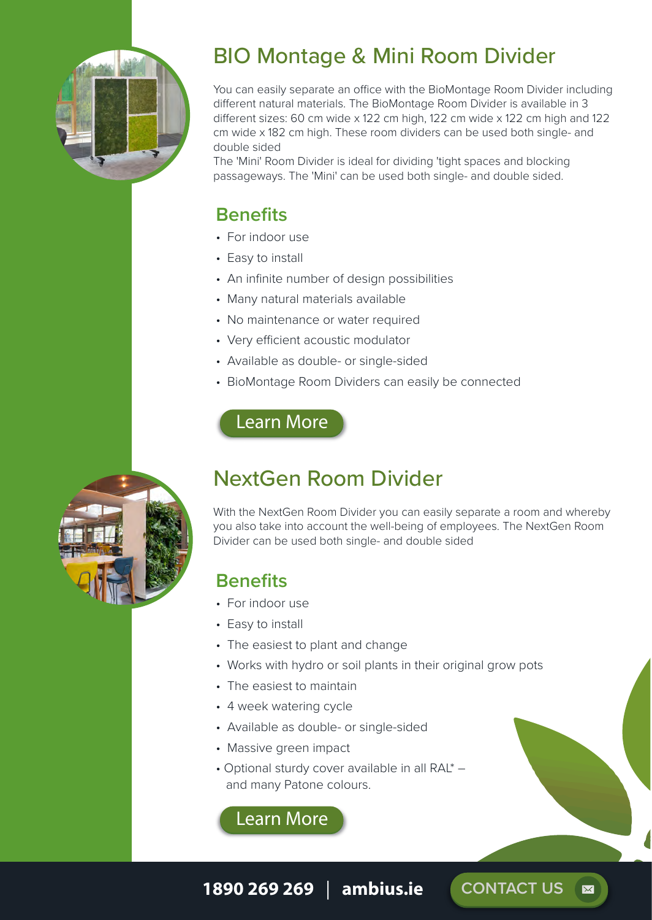# BIO Montage & Mini Room Divider

You can easily separate an office with the BioMontage Room Divider including different natural materials. The BioMontage Room Divider is available in 3 different sizes: 60 cm wide x 122 cm high, 122 cm wide x 122 cm high and 122 cm wide x 182 cm high. These room dividers can be used both single- and double sided

The 'Mini' Room Divider is ideal for dividing 'tight spaces and blocking passageways. The 'Mini' can be used both single- and double sided.

## Benefits

- For indoor use
- Easy to install
- An infinite number of design possibilities
- Many natural materials available
- No maintenance or water required
- Very efficient acoustic modulator
- Available as double- or single-sided
- BioMontage Room Dividers can easily be connected

Learn More

# NextGen Room Divider

With the NextGen Room Divider you can easily separate a room and whereby you also take into account the well-being of employees. The NextGen Room Divider can be used both single- and double sided

## Benefits

- For indoor use
- Easy to install
- The easiest to plant and change
- Works with hydro or soil plants in their original grow pots
- The easiest to maintain
- 4 week watering cycle
- Available as double- or single-sided
- Massive green impact
- Optional sturdy cover available in all RAL* – and many Patone colours.

Learn More

**1890 269 269 | ambius.ie** CONTACT US